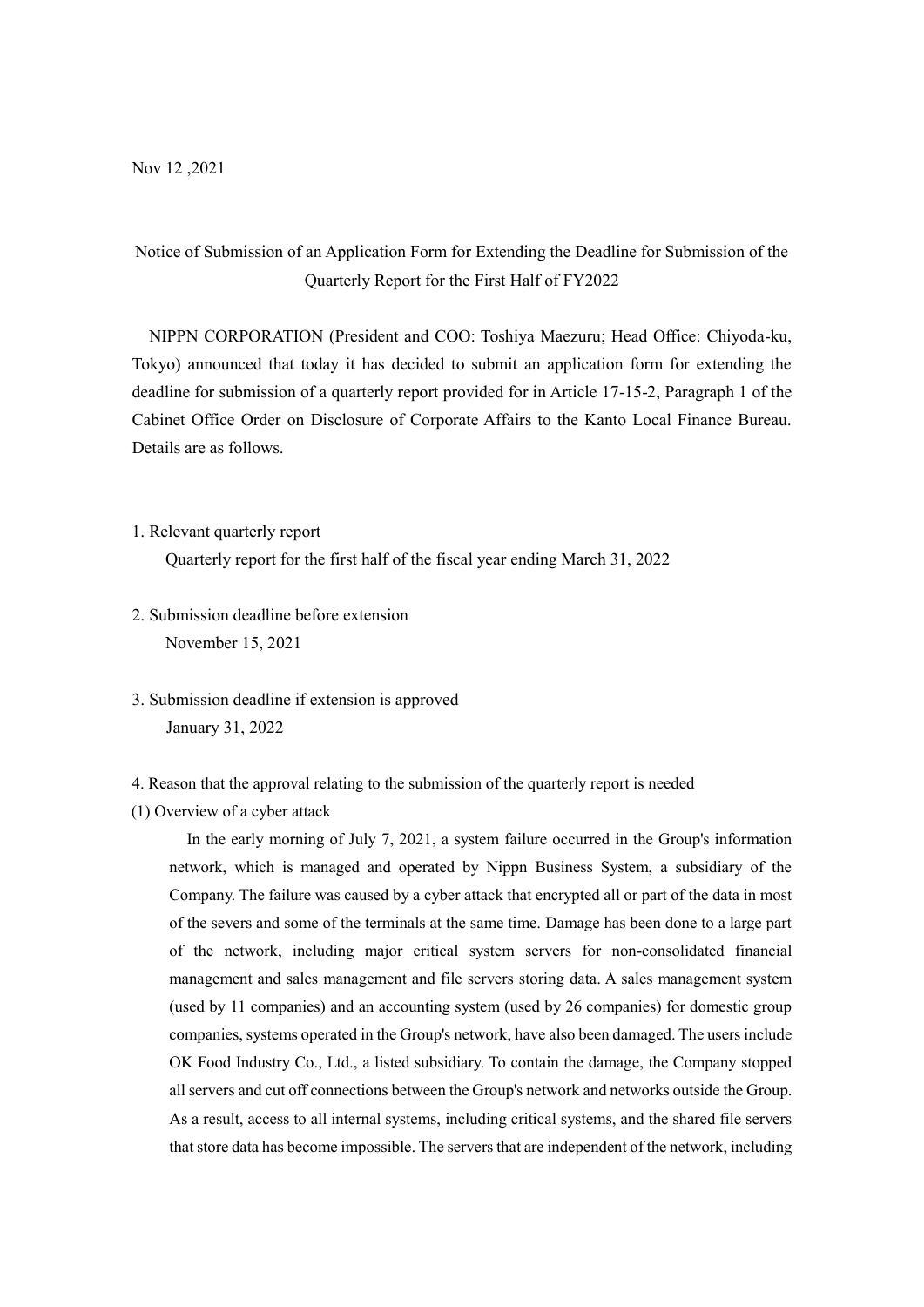Nov 12 ,2021

# Notice of Submission of an Application Form for Extending the Deadline for Submission of the Quarterly Report for the First Half of FY2022

NIPPN CORPORATION (President and COO: Toshiya Maezuru; Head Office: Chiyoda-ku, Tokyo) announced that today it has decided to submit an application form for extending the deadline for submission of a quarterly report provided for in Article 17-15-2, Paragraph 1 of the Cabinet Office Order on Disclosure of Corporate Affairs to the Kanto Local Finance Bureau. Details are as follows.

1. Relevant quarterly report
   Quarterly report for the first half of the fiscal year ending March 31, 2022

2. Submission deadline before extension
   November 15, 2021

3. Submission deadline if extension is approved
   January 31, 2022

4. Reason that the approval relating to the submission of the quarterly report is needed

(1) Overview of a cyber attack

In the early morning of July 7, 2021, a system failure occurred in the Group's information network, which is managed and operated by Nippn Business System, a subsidiary of the Company. The failure was caused by a cyber attack that encrypted all or part of the data in most of the severs and some of the terminals at the same time. Damage has been done to a large part of the network, including major critical system servers for non-consolidated financial management and sales management and file servers storing data. A sales management system (used by 11 companies) and an accounting system (used by 26 companies) for domestic group companies, systems operated in the Group's network, have also been damaged. The users include OK Food Industry Co., Ltd., a listed subsidiary. To contain the damage, the Company stopped all servers and cut off connections between the Group's network and networks outside the Group. As a result, access to all internal systems, including critical systems, and the shared file servers that store data has become impossible. The servers that are independent of the network, including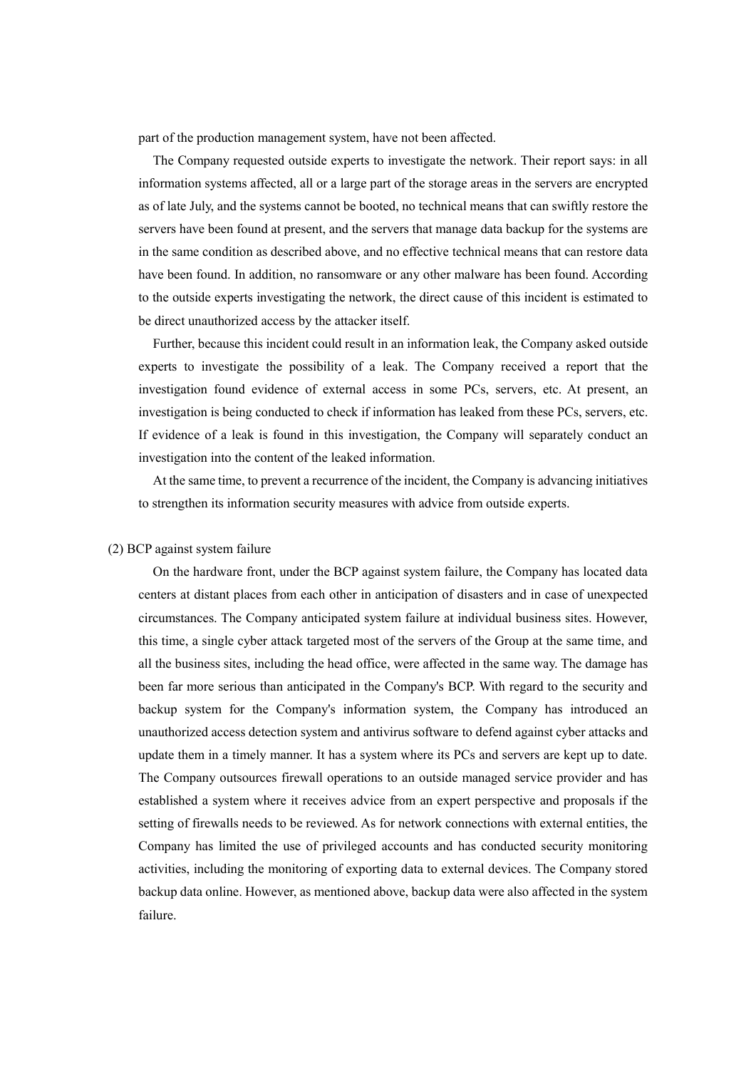part of the production management system, have not been affected.

The Company requested outside experts to investigate the network. Their report says: in all information systems affected, all or a large part of the storage areas in the servers are encrypted as of late July, and the systems cannot be booted, no technical means that can swiftly restore the servers have been found at present, and the servers that manage data backup for the systems are in the same condition as described above, and no effective technical means that can restore data have been found. In addition, no ransomware or any other malware has been found. According to the outside experts investigating the network, the direct cause of this incident is estimated to be direct unauthorized access by the attacker itself.

Further, because this incident could result in an information leak, the Company asked outside experts to investigate the possibility of a leak. The Company received a report that the investigation found evidence of external access in some PCs, servers, etc. At present, an investigation is being conducted to check if information has leaked from these PCs, servers, etc. If evidence of a leak is found in this investigation, the Company will separately conduct an investigation into the content of the leaked information.

At the same time, to prevent a recurrence of the incident, the Company is advancing initiatives to strengthen its information security measures with advice from outside experts.

(2) BCP against system failure

On the hardware front, under the BCP against system failure, the Company has located data centers at distant places from each other in anticipation of disasters and in case of unexpected circumstances. The Company anticipated system failure at individual business sites. However, this time, a single cyber attack targeted most of the servers of the Group at the same time, and all the business sites, including the head office, were affected in the same way. The damage has been far more serious than anticipated in the Company's BCP. With regard to the security and backup system for the Company's information system, the Company has introduced an unauthorized access detection system and antivirus software to defend against cyber attacks and update them in a timely manner. It has a system where its PCs and servers are kept up to date. The Company outsources firewall operations to an outside managed service provider and has established a system where it receives advice from an expert perspective and proposals if the setting of firewalls needs to be reviewed. As for network connections with external entities, the Company has limited the use of privileged accounts and has conducted security monitoring activities, including the monitoring of exporting data to external devices. The Company stored backup data online. However, as mentioned above, backup data were also affected in the system failure.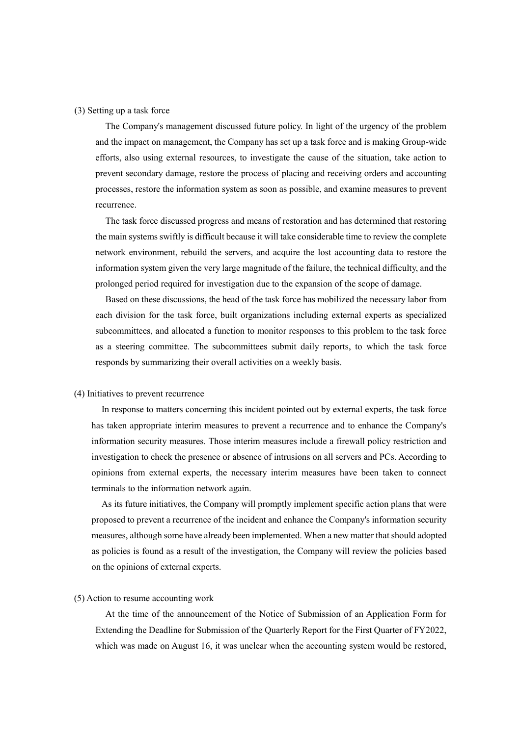(3) Setting up a task force

The Company's management discussed future policy. In light of the urgency of the problem and the impact on management, the Company has set up a task force and is making Group-wide efforts, also using external resources, to investigate the cause of the situation, take action to prevent secondary damage, restore the process of placing and receiving orders and accounting processes, restore the information system as soon as possible, and examine measures to prevent recurrence.

The task force discussed progress and means of restoration and has determined that restoring the main systems swiftly is difficult because it will take considerable time to review the complete network environment, rebuild the servers, and acquire the lost accounting data to restore the information system given the very large magnitude of the failure, the technical difficulty, and the prolonged period required for investigation due to the expansion of the scope of damage.

Based on these discussions, the head of the task force has mobilized the necessary labor from each division for the task force, built organizations including external experts as specialized subcommittees, and allocated a function to monitor responses to this problem to the task force as a steering committee. The subcommittees submit daily reports, to which the task force responds by summarizing their overall activities on a weekly basis.

(4) Initiatives to prevent recurrence

In response to matters concerning this incident pointed out by external experts, the task force has taken appropriate interim measures to prevent a recurrence and to enhance the Company's information security measures. Those interim measures include a firewall policy restriction and investigation to check the presence or absence of intrusions on all servers and PCs. According to opinions from external experts, the necessary interim measures have been taken to connect terminals to the information network again.

As its future initiatives, the Company will promptly implement specific action plans that were proposed to prevent a recurrence of the incident and enhance the Company's information security measures, although some have already been implemented. When a new matter that should adopted as policies is found as a result of the investigation, the Company will review the policies based on the opinions of external experts.

(5) Action to resume accounting work

At the time of the announcement of the Notice of Submission of an Application Form for Extending the Deadline for Submission of the Quarterly Report for the First Quarter of FY2022, which was made on August 16, it was unclear when the accounting system would be restored,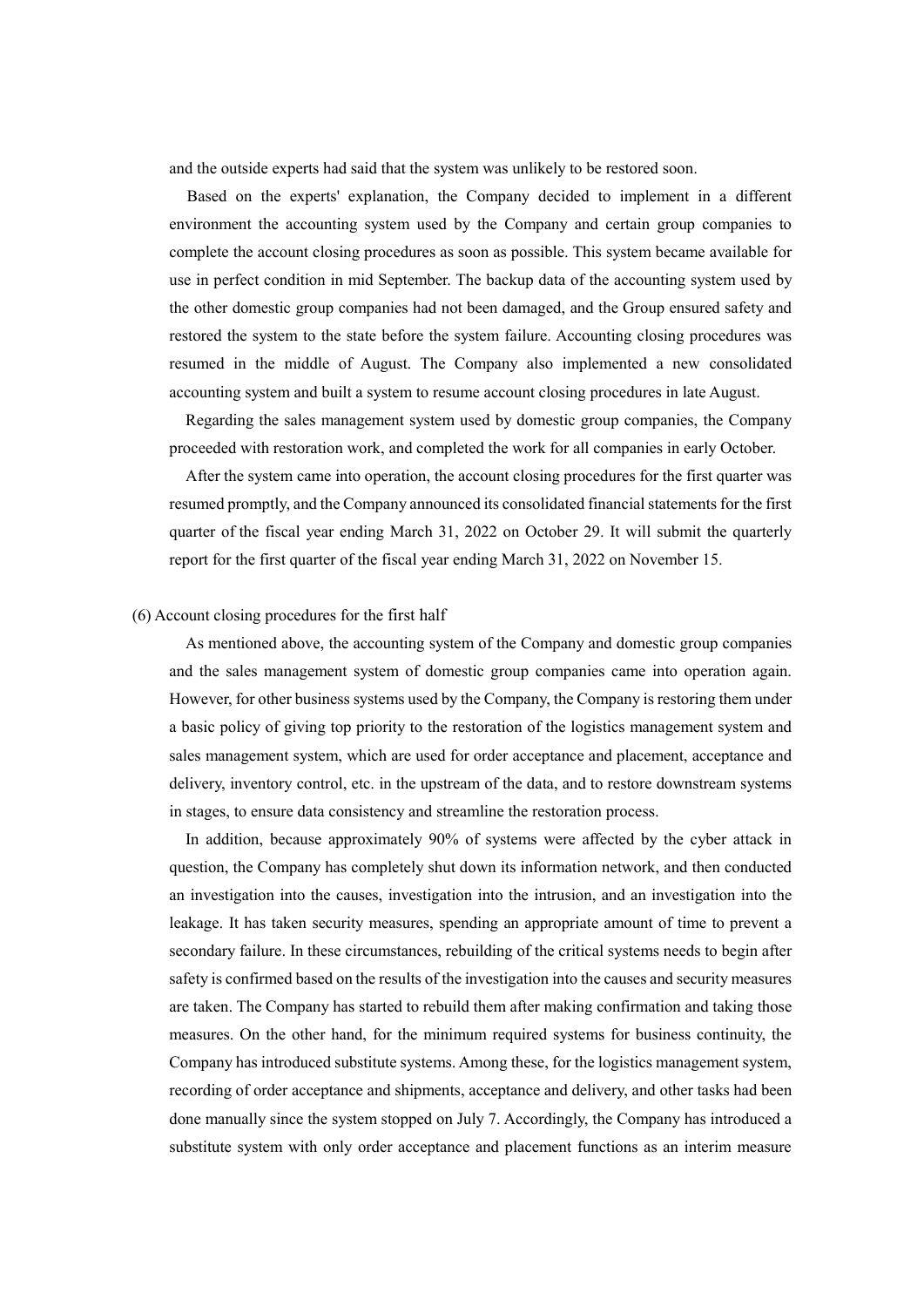and the outside experts had said that the system was unlikely to be restored soon.

Based on the experts' explanation, the Company decided to implement in a different environment the accounting system used by the Company and certain group companies to complete the account closing procedures as soon as possible. This system became available for use in perfect condition in mid September. The backup data of the accounting system used by the other domestic group companies had not been damaged, and the Group ensured safety and restored the system to the state before the system failure. Accounting closing procedures was resumed in the middle of August. The Company also implemented a new consolidated accounting system and built a system to resume account closing procedures in late August.

Regarding the sales management system used by domestic group companies, the Company proceeded with restoration work, and completed the work for all companies in early October.

After the system came into operation, the account closing procedures for the first quarter was resumed promptly, and the Company announced its consolidated financial statements for the first quarter of the fiscal year ending March 31, 2022 on October 29. It will submit the quarterly report for the first quarter of the fiscal year ending March 31, 2022 on November 15.

(6) Account closing procedures for the first half

As mentioned above, the accounting system of the Company and domestic group companies and the sales management system of domestic group companies came into operation again. However, for other business systems used by the Company, the Company is restoring them under a basic policy of giving top priority to the restoration of the logistics management system and sales management system, which are used for order acceptance and placement, acceptance and delivery, inventory control, etc. in the upstream of the data, and to restore downstream systems in stages, to ensure data consistency and streamline the restoration process.

In addition, because approximately 90% of systems were affected by the cyber attack in question, the Company has completely shut down its information network, and then conducted an investigation into the causes, investigation into the intrusion, and an investigation into the leakage. It has taken security measures, spending an appropriate amount of time to prevent a secondary failure. In these circumstances, rebuilding of the critical systems needs to begin after safety is confirmed based on the results of the investigation into the causes and security measures are taken. The Company has started to rebuild them after making confirmation and taking those measures. On the other hand, for the minimum required systems for business continuity, the Company has introduced substitute systems. Among these, for the logistics management system, recording of order acceptance and shipments, acceptance and delivery, and other tasks had been done manually since the system stopped on July 7. Accordingly, the Company has introduced a substitute system with only order acceptance and placement functions as an interim measure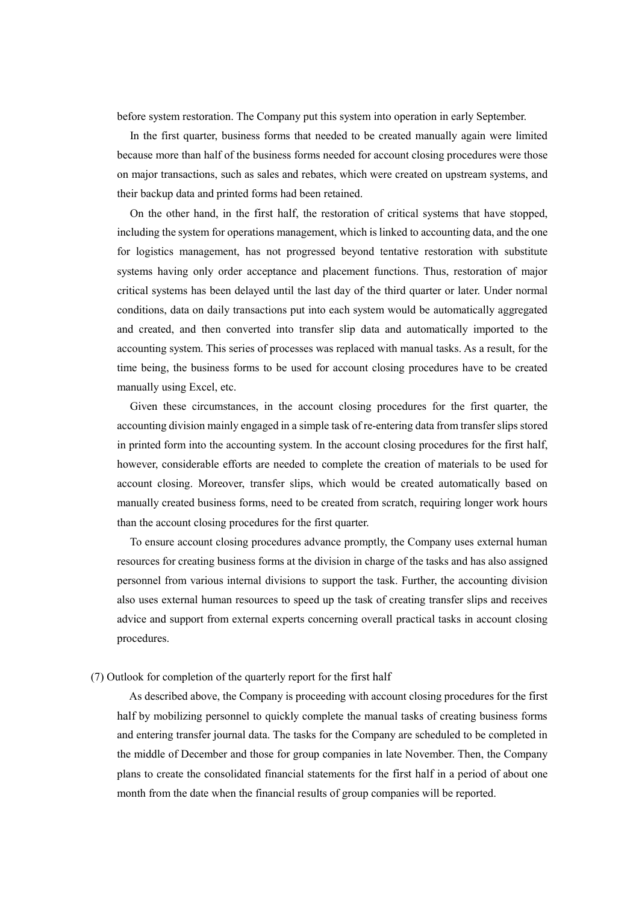before system restoration. The Company put this system into operation in early September.

In the first quarter, business forms that needed to be created manually again were limited because more than half of the business forms needed for account closing procedures were those on major transactions, such as sales and rebates, which were created on upstream systems, and their backup data and printed forms had been retained.

On the other hand, in the first half, the restoration of critical systems that have stopped, including the system for operations management, which is linked to accounting data, and the one for logistics management, has not progressed beyond tentative restoration with substitute systems having only order acceptance and placement functions. Thus, restoration of major critical systems has been delayed until the last day of the third quarter or later. Under normal conditions, data on daily transactions put into each system would be automatically aggregated and created, and then converted into transfer slip data and automatically imported to the accounting system. This series of processes was replaced with manual tasks. As a result, for the time being, the business forms to be used for account closing procedures have to be created manually using Excel, etc.

Given these circumstances, in the account closing procedures for the first quarter, the accounting division mainly engaged in a simple task of re-entering data from transfer slips stored in printed form into the accounting system. In the account closing procedures for the first half, however, considerable efforts are needed to complete the creation of materials to be used for account closing. Moreover, transfer slips, which would be created automatically based on manually created business forms, need to be created from scratch, requiring longer work hours than the account closing procedures for the first quarter.

To ensure account closing procedures advance promptly, the Company uses external human resources for creating business forms at the division in charge of the tasks and has also assigned personnel from various internal divisions to support the task. Further, the accounting division also uses external human resources to speed up the task of creating transfer slips and receives advice and support from external experts concerning overall practical tasks in account closing procedures.

(7) Outlook for completion of the quarterly report for the first half

As described above, the Company is proceeding with account closing procedures for the first half by mobilizing personnel to quickly complete the manual tasks of creating business forms and entering transfer journal data. The tasks for the Company are scheduled to be completed in the middle of December and those for group companies in late November. Then, the Company plans to create the consolidated financial statements for the first half in a period of about one month from the date when the financial results of group companies will be reported.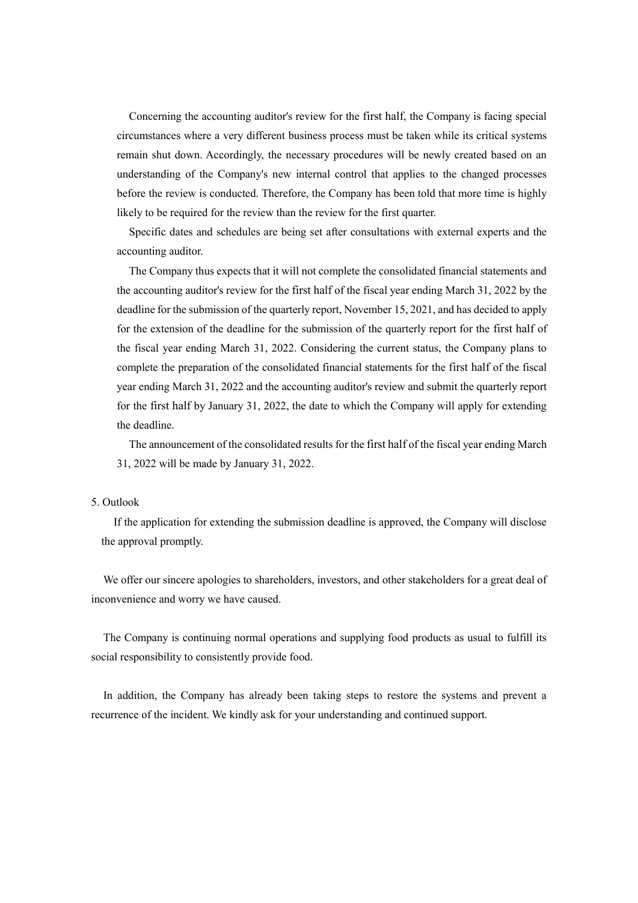Concerning the accounting auditor's review for the first half, the Company is facing special circumstances where a very different business process must be taken while its critical systems remain shut down. Accordingly, the necessary procedures will be newly created based on an understanding of the Company's new internal control that applies to the changed processes before the review is conducted. Therefore, the Company has been told that more time is highly likely to be required for the review than the review for the first quarter.

Specific dates and schedules are being set after consultations with external experts and the accounting auditor.

The Company thus expects that it will not complete the consolidated financial statements and the accounting auditor's review for the first half of the fiscal year ending March 31, 2022 by the deadline for the submission of the quarterly report, November 15, 2021, and has decided to apply for the extension of the deadline for the submission of the quarterly report for the first half of the fiscal year ending March 31, 2022. Considering the current status, the Company plans to complete the preparation of the consolidated financial statements for the first half of the fiscal year ending March 31, 2022 and the accounting auditor's review and submit the quarterly report for the first half by January 31, 2022, the date to which the Company will apply for extending the deadline.

The announcement of the consolidated results for the first half of the fiscal year ending March 31, 2022 will be made by January 31, 2022.

5. Outlook

If the application for extending the submission deadline is approved, the Company will disclose the approval promptly.

We offer our sincere apologies to shareholders, investors, and other stakeholders for a great deal of inconvenience and worry we have caused.

The Company is continuing normal operations and supplying food products as usual to fulfill its social responsibility to consistently provide food.

In addition, the Company has already been taking steps to restore the systems and prevent a recurrence of the incident. We kindly ask for your understanding and continued support.